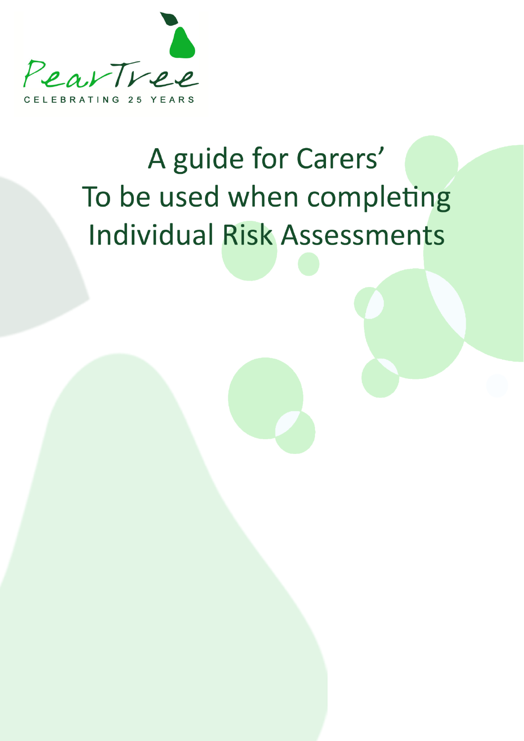PearTree

CELEBRATING 25 YEARS

# A guide for Carers'
# To be used when completing
# Individual Risk Assessments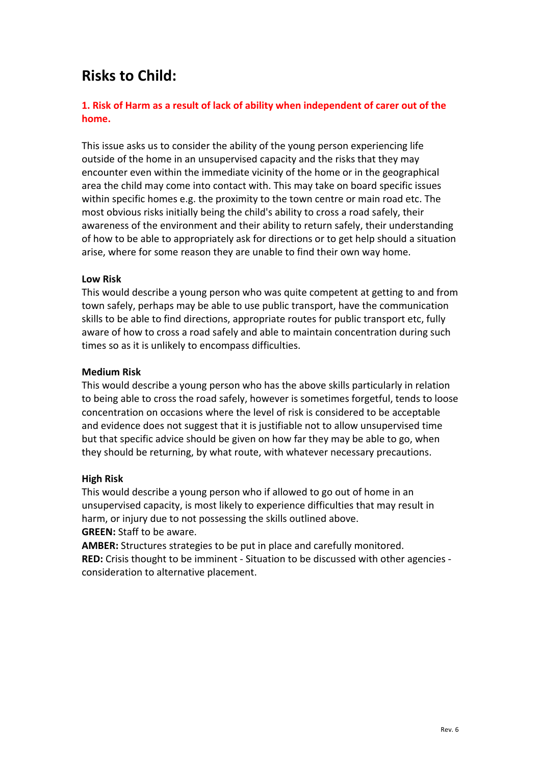# Risks to Child:

### 1. Risk of Harm as a result of lack of ability when independent of carer out of the home.

This issue asks us to consider the ability of the young person experiencing life outside of the home in an unsupervised capacity and the risks that they may encounter even within the immediate vicinity of the home or in the geographical area the child may come into contact with. This may take on board specific issues within specific homes e.g. the proximity to the town centre or main road etc. The most obvious risks initially being the child's ability to cross a road safely, their awareness of the environment and their ability to return safely, their understanding of how to be able to appropriately ask for directions or to get help should a situation arise, where for some reason they are unable to find their own way home.

**Low Risk**
This would describe a young person who was quite competent at getting to and from town safely, perhaps may be able to use public transport, have the communication skills to be able to find directions, appropriate routes for public transport etc, fully aware of how to cross a road safely and able to maintain concentration during such times so as it is unlikely to encompass difficulties.

**Medium Risk**
This would describe a young person who has the above skills particularly in relation to being able to cross the road safely, however is sometimes forgetful, tends to loose concentration on occasions where the level of risk is considered to be acceptable and evidence does not suggest that it is justifiable not to allow unsupervised time but that specific advice should be given on how far they may be able to go, when they should be returning, by what route, with whatever necessary precautions.

**High Risk**
This would describe a young person who if allowed to go out of home in an unsupervised capacity, is most likely to experience difficulties that may result in harm, or injury due to not possessing the skills outlined above.
**GREEN:** Staff to be aware.
**AMBER:** Structures strategies to be put in place and carefully monitored.
**RED:** Crisis thought to be imminent - Situation to be discussed with other agencies - consideration to alternative placement.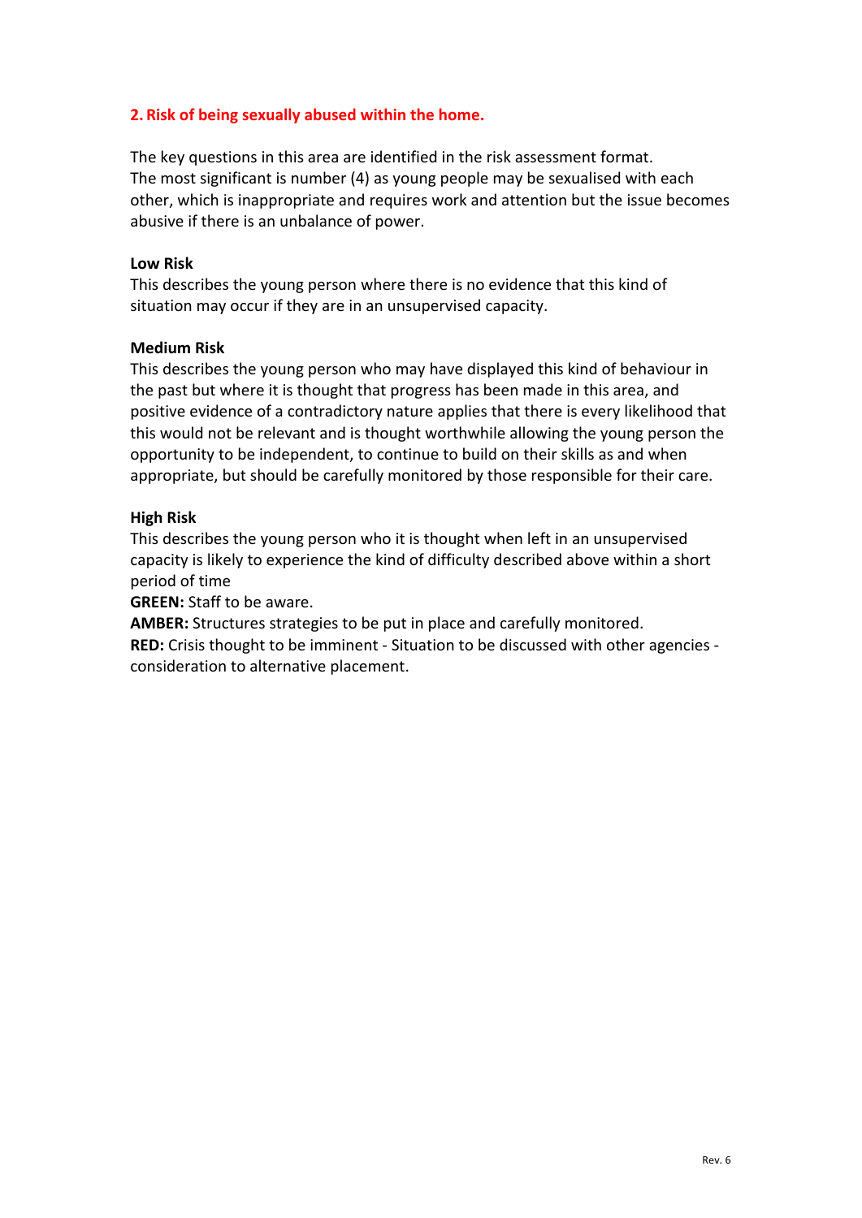## 2. Risk of being sexually abused within the home.

The key questions in this area are identified in the risk assessment format. The most significant is number (4) as young people may be sexualised with each other, which is inappropriate and requires work and attention but the issue becomes abusive if there is an unbalance of power.

**Low Risk**

This describes the young person where there is no evidence that this kind of situation may occur if they are in an unsupervised capacity.

**Medium Risk**

This describes the young person who may have displayed this kind of behaviour in the past but where it is thought that progress has been made in this area, and positive evidence of a contradictory nature applies that there is every likelihood that this would not be relevant and is thought worthwhile allowing the young person the opportunity to be independent, to continue to build on their skills as and when appropriate, but should be carefully monitored by those responsible for their care.

**High Risk**

This describes the young person who it is thought when left in an unsupervised capacity is likely to experience the kind of difficulty described above within a short period of time

**GREEN:** Staff to be aware.

**AMBER:** Structures strategies to be put in place and carefully monitored.

**RED:** Crisis thought to be imminent - Situation to be discussed with other agencies - consideration to alternative placement.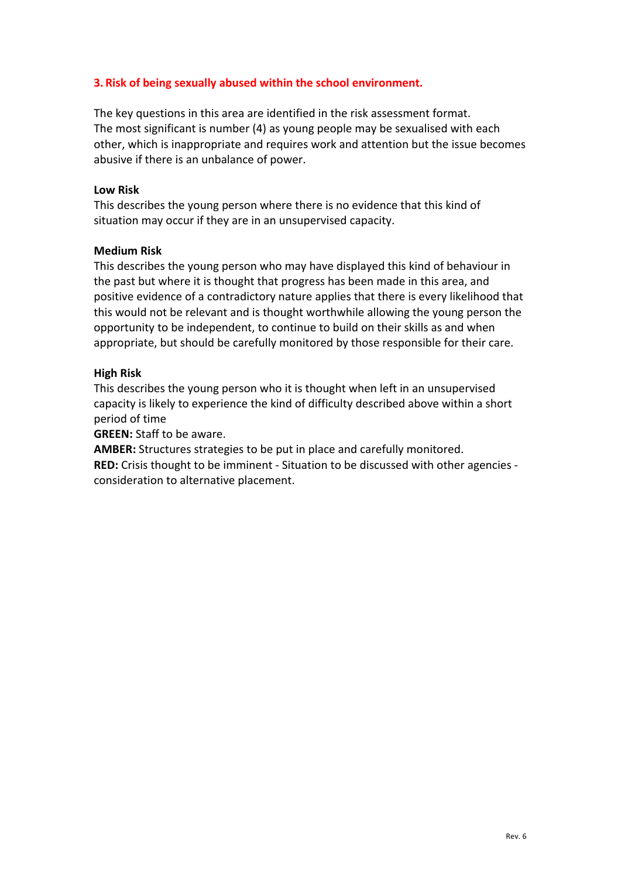### 3. Risk of being sexually abused within the school environment.

The key questions in this area are identified in the risk assessment format.
The most significant is number (4) as young people may be sexualised with each other, which is inappropriate and requires work and attention but the issue becomes abusive if there is an unbalance of power.

**Low Risk**
This describes the young person where there is no evidence that this kind of situation may occur if they are in an unsupervised capacity.

**Medium Risk**
This describes the young person who may have displayed this kind of behaviour in the past but where it is thought that progress has been made in this area, and positive evidence of a contradictory nature applies that there is every likelihood that this would not be relevant and is thought worthwhile allowing the young person the opportunity to be independent, to continue to build on their skills as and when appropriate, but should be carefully monitored by those responsible for their care.

**High Risk**
This describes the young person who it is thought when left in an unsupervised capacity is likely to experience the kind of difficulty described above within a short period of time

**GREEN:** Staff to be aware.
**AMBER:** Structures strategies to be put in place and carefully monitored.
**RED:** Crisis thought to be imminent - Situation to be discussed with other agencies - consideration to alternative placement.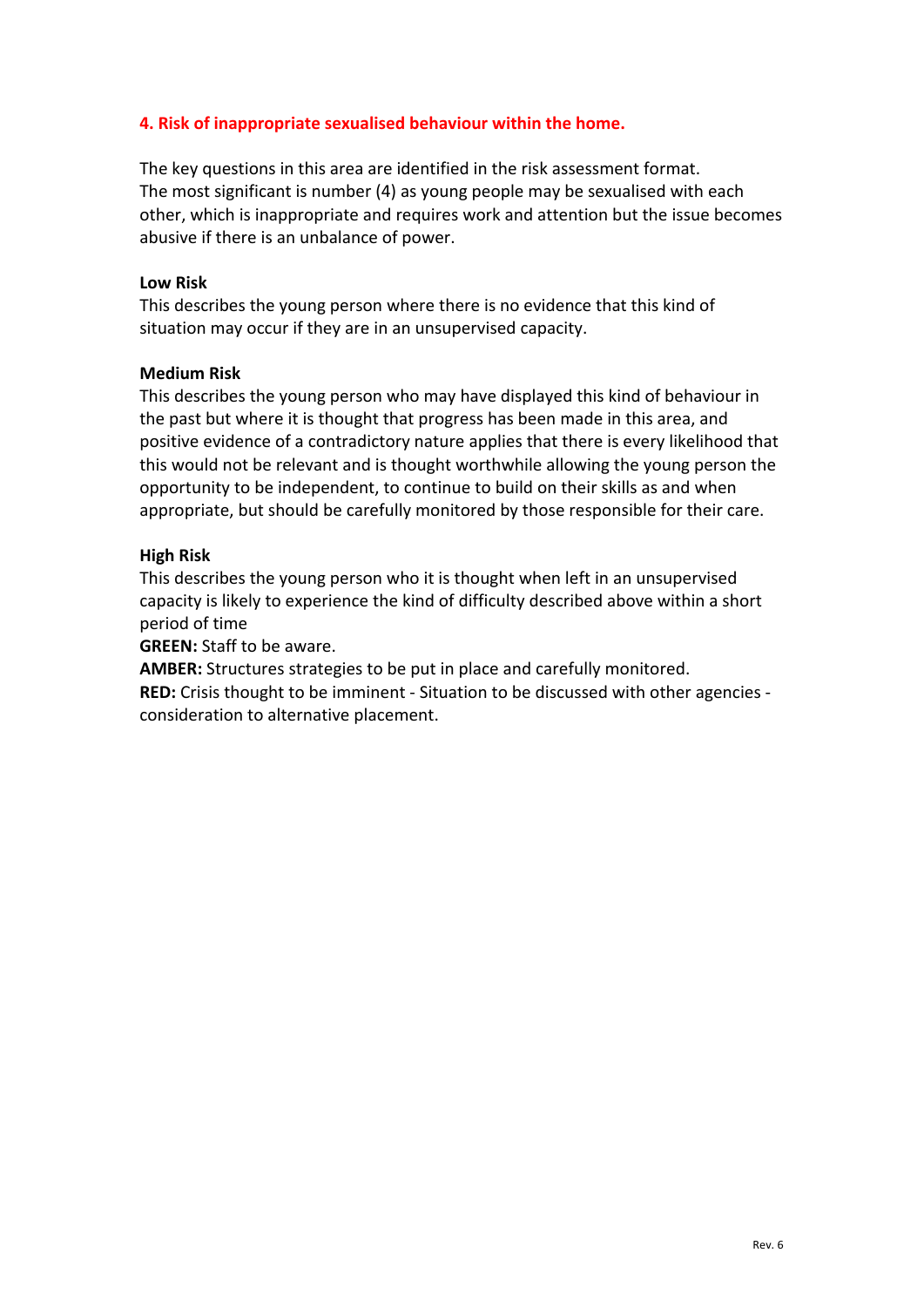## 4. Risk of inappropriate sexualised behaviour within the home.

The key questions in this area are identified in the risk assessment format. The most significant is number (4) as young people may be sexualised with each other, which is inappropriate and requires work and attention but the issue becomes abusive if there is an unbalance of power.

**Low Risk**

This describes the young person where there is no evidence that this kind of situation may occur if they are in an unsupervised capacity.

**Medium Risk**

This describes the young person who may have displayed this kind of behaviour in the past but where it is thought that progress has been made in this area, and positive evidence of a contradictory nature applies that there is every likelihood that this would not be relevant and is thought worthwhile allowing the young person the opportunity to be independent, to continue to build on their skills as and when appropriate, but should be carefully monitored by those responsible for their care.

**High Risk**

This describes the young person who it is thought when left in an unsupervised capacity is likely to experience the kind of difficulty described above within a short period of time

**GREEN:** Staff to be aware.

**AMBER:** Structures strategies to be put in place and carefully monitored.

**RED:** Crisis thought to be imminent - Situation to be discussed with other agencies - consideration to alternative placement.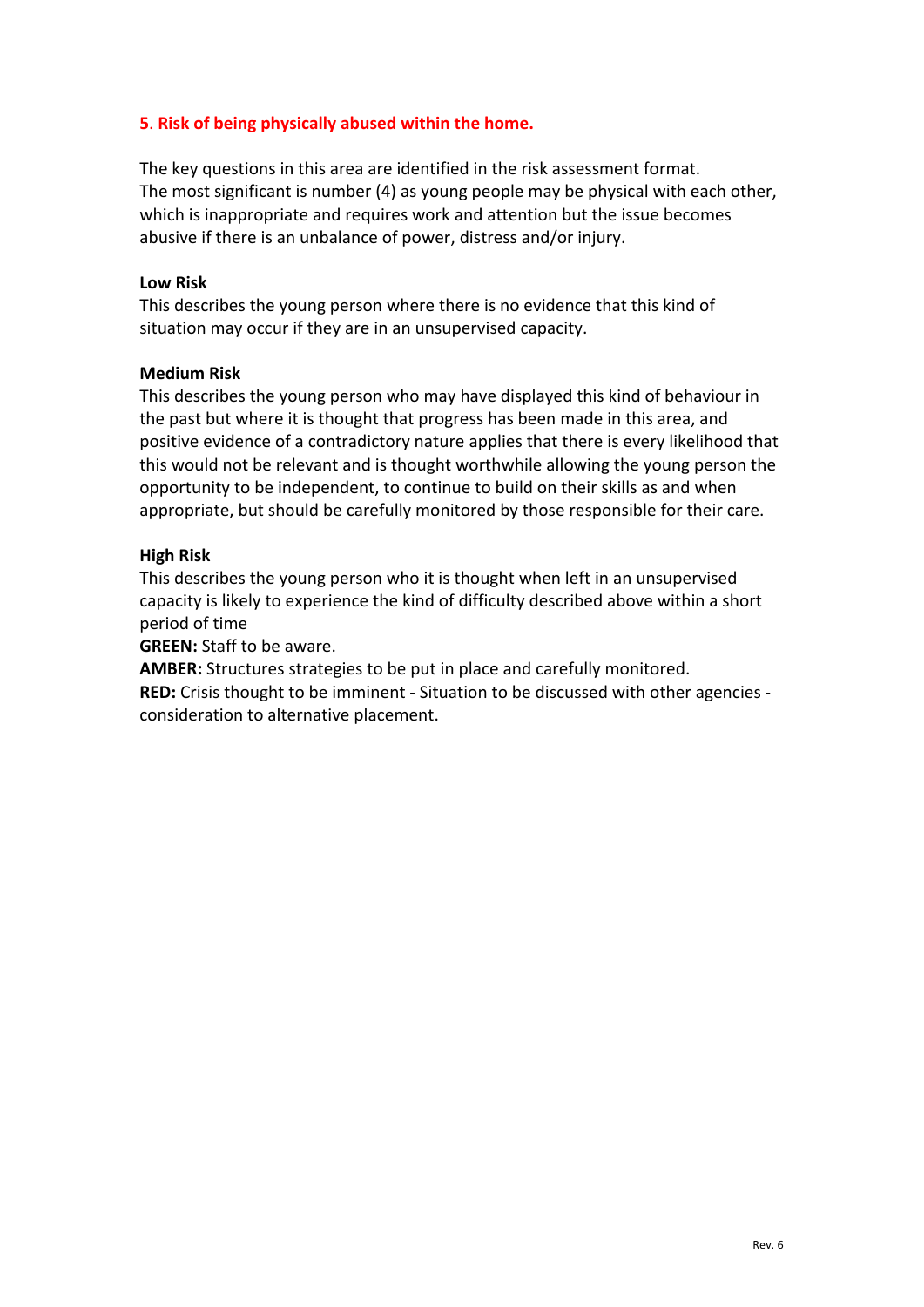## 5. Risk of being physically abused within the home.

The key questions in this area are identified in the risk assessment format.
The most significant is number (4) as young people may be physical with each other, which is inappropriate and requires work and attention but the issue becomes abusive if there is an unbalance of power, distress and/or injury.

**Low Risk**
This describes the young person where there is no evidence that this kind of situation may occur if they are in an unsupervised capacity.

**Medium Risk**
This describes the young person who may have displayed this kind of behaviour in the past but where it is thought that progress has been made in this area, and positive evidence of a contradictory nature applies that there is every likelihood that this would not be relevant and is thought worthwhile allowing the young person the opportunity to be independent, to continue to build on their skills as and when appropriate, but should be carefully monitored by those responsible for their care.

**High Risk**
This describes the young person who it is thought when left in an unsupervised capacity is likely to experience the kind of difficulty described above within a short period of time
**GREEN:** Staff to be aware.
**AMBER:** Structures strategies to be put in place and carefully monitored.
**RED:** Crisis thought to be imminent - Situation to be discussed with other agencies - consideration to alternative placement.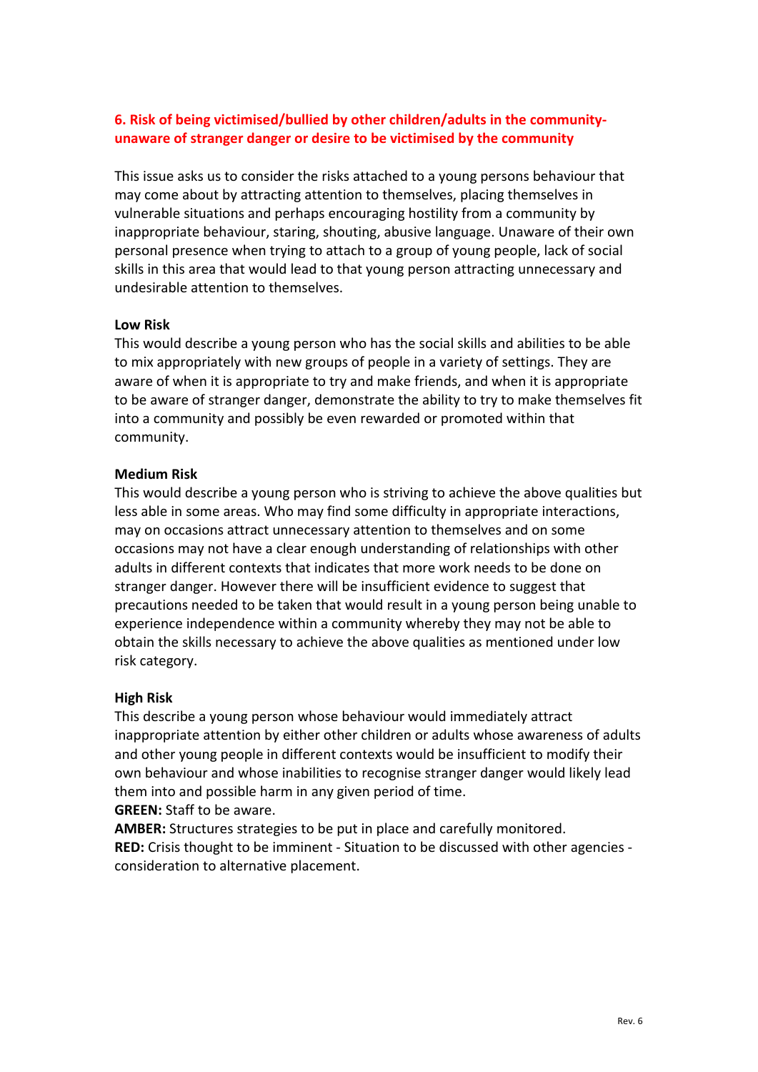## 6. Risk of being victimised/bullied by other children/adults in the community- unaware of stranger danger or desire to be victimised by the community

This issue asks us to consider the risks attached to a young persons behaviour that may come about by attracting attention to themselves, placing themselves in vulnerable situations and perhaps encouraging hostility from a community by inappropriate behaviour, staring, shouting, abusive language. Unaware of their own personal presence when trying to attach to a group of young people, lack of social skills in this area that would lead to that young person attracting unnecessary and undesirable attention to themselves.

**Low Risk**
This would describe a young person who has the social skills and abilities to be able to mix appropriately with new groups of people in a variety of settings. They are aware of when it is appropriate to try and make friends, and when it is appropriate to be aware of stranger danger, demonstrate the ability to try to make themselves fit into a community and possibly be even rewarded or promoted within that community.

**Medium Risk**
This would describe a young person who is striving to achieve the above qualities but less able in some areas. Who may find some difficulty in appropriate interactions, may on occasions attract unnecessary attention to themselves and on some occasions may not have a clear enough understanding of relationships with other adults in different contexts that indicates that more work needs to be done on stranger danger. However there will be insufficient evidence to suggest that precautions needed to be taken that would result in a young person being unable to experience independence within a community whereby they may not be able to obtain the skills necessary to achieve the above qualities as mentioned under low risk category.

**High Risk**
This describe a young person whose behaviour would immediately attract inappropriate attention by either other children or adults whose awareness of adults and other young people in different contexts would be insufficient to modify their own behaviour and whose inabilities to recognise stranger danger would likely lead them into and possible harm in any given period of time.
**GREEN:** Staff to be aware.
**AMBER:** Structures strategies to be put in place and carefully monitored.
**RED:** Crisis thought to be imminent - Situation to be discussed with other agencies - consideration to alternative placement.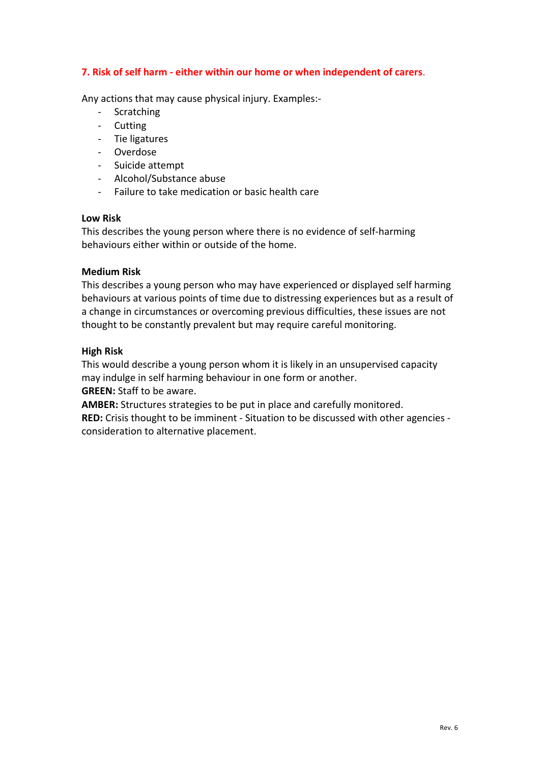## 7. Risk of self harm - either within our home or when independent of carers.

Any actions that may cause physical injury. Examples:-

- Scratching
- Cutting
- Tie ligatures
- Overdose
- Suicide attempt
- Alcohol/Substance abuse
- Failure to take medication or basic health care

**Low Risk**
This describes the young person where there is no evidence of self-harming behaviours either within or outside of the home.

**Medium Risk**
This describes a young person who may have experienced or displayed self harming behaviours at various points of time due to distressing experiences but as a result of a change in circumstances or overcoming previous difficulties, these issues are not thought to be constantly prevalent but may require careful monitoring.

**High Risk**
This would describe a young person whom it is likely in an unsupervised capacity may indulge in self harming behaviour in one form or another.
**GREEN:** Staff to be aware.
**AMBER:** Structures strategies to be put in place and carefully monitored.
**RED:** Crisis thought to be imminent - Situation to be discussed with other agencies - consideration to alternative placement.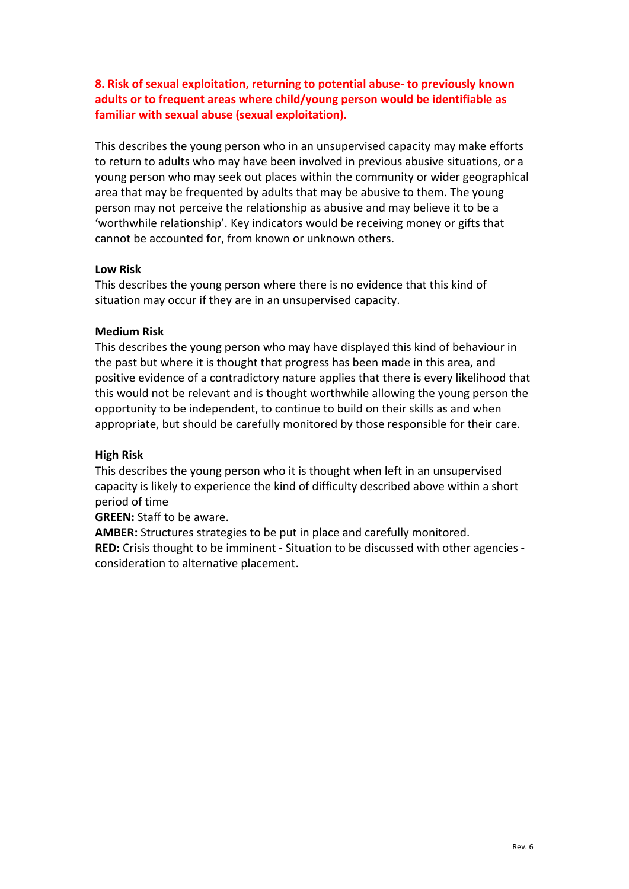## 8. Risk of sexual exploitation, returning to potential abuse- to previously known adults or to frequent areas where child/young person would be identifiable as familiar with sexual abuse (sexual exploitation).

This describes the young person who in an unsupervised capacity may make efforts to return to adults who may have been involved in previous abusive situations, or a young person who may seek out places within the community or wider geographical area that may be frequented by adults that may be abusive to them. The young person may not perceive the relationship as abusive and may believe it to be a 'worthwhile relationship'. Key indicators would be receiving money or gifts that cannot be accounted for, from known or unknown others.

**Low Risk**
This describes the young person where there is no evidence that this kind of situation may occur if they are in an unsupervised capacity.

**Medium Risk**
This describes the young person who may have displayed this kind of behaviour in the past but where it is thought that progress has been made in this area, and positive evidence of a contradictory nature applies that there is every likelihood that this would not be relevant and is thought worthwhile allowing the young person the opportunity to be independent, to continue to build on their skills as and when appropriate, but should be carefully monitored by those responsible for their care.

**High Risk**
This describes the young person who it is thought when left in an unsupervised capacity is likely to experience the kind of difficulty described above within a short period of time
**GREEN:** Staff to be aware.
**AMBER:** Structures strategies to be put in place and carefully monitored.
**RED:** Crisis thought to be imminent - Situation to be discussed with other agencies - consideration to alternative placement.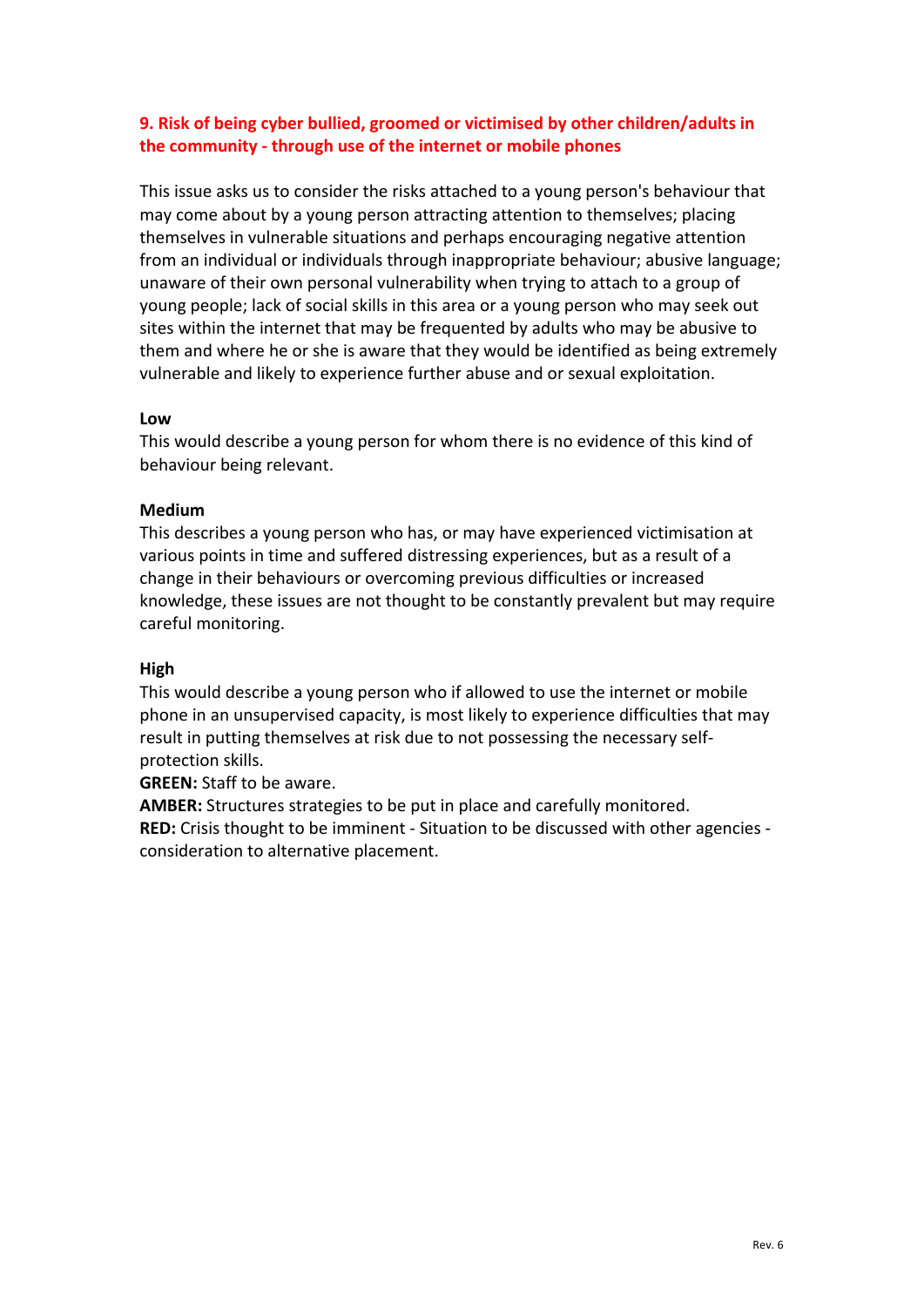## 9. Risk of being cyber bullied, groomed or victimised by other children/adults in the community - through use of the internet or mobile phones

This issue asks us to consider the risks attached to a young person's behaviour that may come about by a young person attracting attention to themselves; placing themselves in vulnerable situations and perhaps encouraging negative attention from an individual or individuals through inappropriate behaviour; abusive language; unaware of their own personal vulnerability when trying to attach to a group of young people; lack of social skills in this area or a young person who may seek out sites within the internet that may be frequented by adults who may be abusive to them and where he or she is aware that they would be identified as being extremely vulnerable and likely to experience further abuse and or sexual exploitation.

**Low**
This would describe a young person for whom there is no evidence of this kind of behaviour being relevant.

**Medium**
This describes a young person who has, or may have experienced victimisation at various points in time and suffered distressing experiences, but as a result of a change in their behaviours or overcoming previous difficulties or increased knowledge, these issues are not thought to be constantly prevalent but may require careful monitoring.

**High**
This would describe a young person who if allowed to use the internet or mobile phone in an unsupervised capacity, is most likely to experience difficulties that may result in putting themselves at risk due to not possessing the necessary self-protection skills.

**GREEN:** Staff to be aware.
**AMBER:** Structures strategies to be put in place and carefully monitored.
**RED:** Crisis thought to be imminent - Situation to be discussed with other agencies - consideration to alternative placement.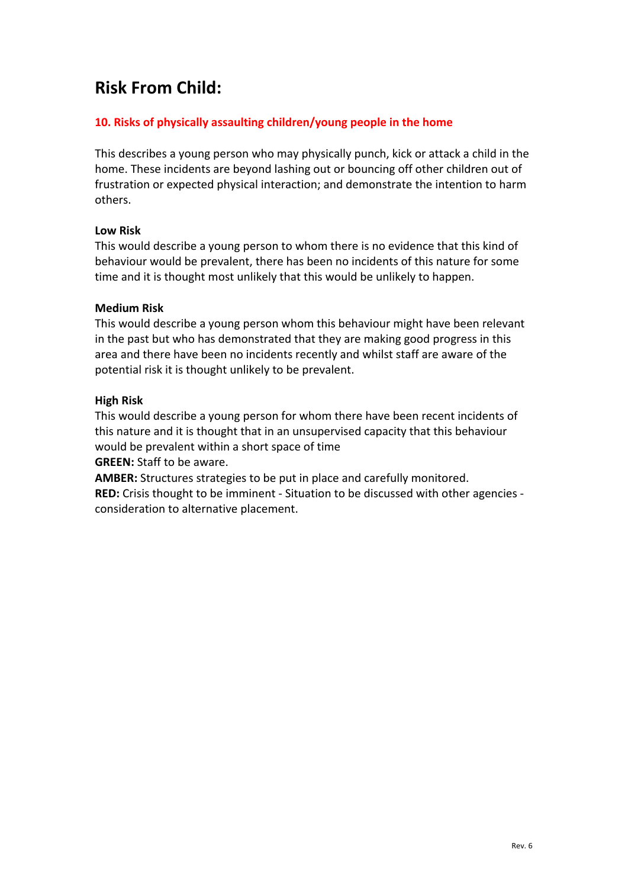# Risk From Child:

## 10. Risks of physically assaulting children/young people in the home

This describes a young person who may physically punch, kick or attack a child in the home. These incidents are beyond lashing out or bouncing off other children out of frustration or expected physical interaction; and demonstrate the intention to harm others.

**Low Risk**
This would describe a young person to whom there is no evidence that this kind of behaviour would be prevalent, there has been no incidents of this nature for some time and it is thought most unlikely that this would be unlikely to happen.

**Medium Risk**
This would describe a young person whom this behaviour might have been relevant in the past but who has demonstrated that they are making good progress in this area and there have been no incidents recently and whilst staff are aware of the potential risk it is thought unlikely to be prevalent.

**High Risk**
This would describe a young person for whom there have been recent incidents of this nature and it is thought that in an unsupervised capacity that this behaviour would be prevalent within a short space of time
**GREEN:** Staff to be aware.
**AMBER:** Structures strategies to be put in place and carefully monitored.
**RED:** Crisis thought to be imminent - Situation to be discussed with other agencies - consideration to alternative placement.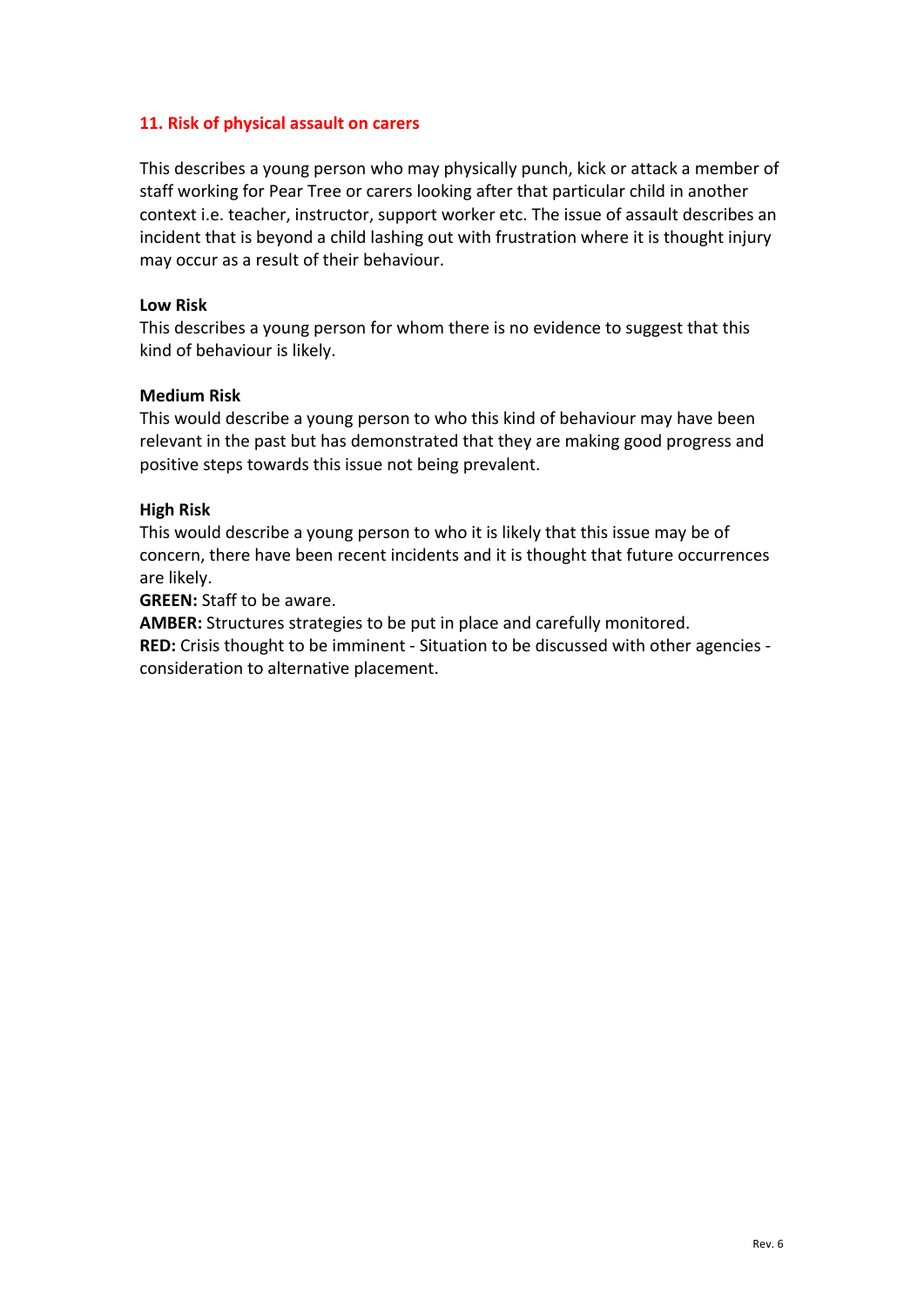## 11. Risk of physical assault on carers

This describes a young person who may physically punch, kick or attack a member of staff working for Pear Tree or carers looking after that particular child in another context i.e. teacher, instructor, support worker etc. The issue of assault describes an incident that is beyond a child lashing out with frustration where it is thought injury may occur as a result of their behaviour.

**Low Risk**
This describes a young person for whom there is no evidence to suggest that this kind of behaviour is likely.

**Medium Risk**
This would describe a young person to who this kind of behaviour may have been relevant in the past but has demonstrated that they are making good progress and positive steps towards this issue not being prevalent.

**High Risk**
This would describe a young person to who it is likely that this issue may be of concern, there have been recent incidents and it is thought that future occurrences are likely.

**GREEN:** Staff to be aware.
**AMBER:** Structures strategies to be put in place and carefully monitored.
**RED:** Crisis thought to be imminent - Situation to be discussed with other agencies - consideration to alternative placement.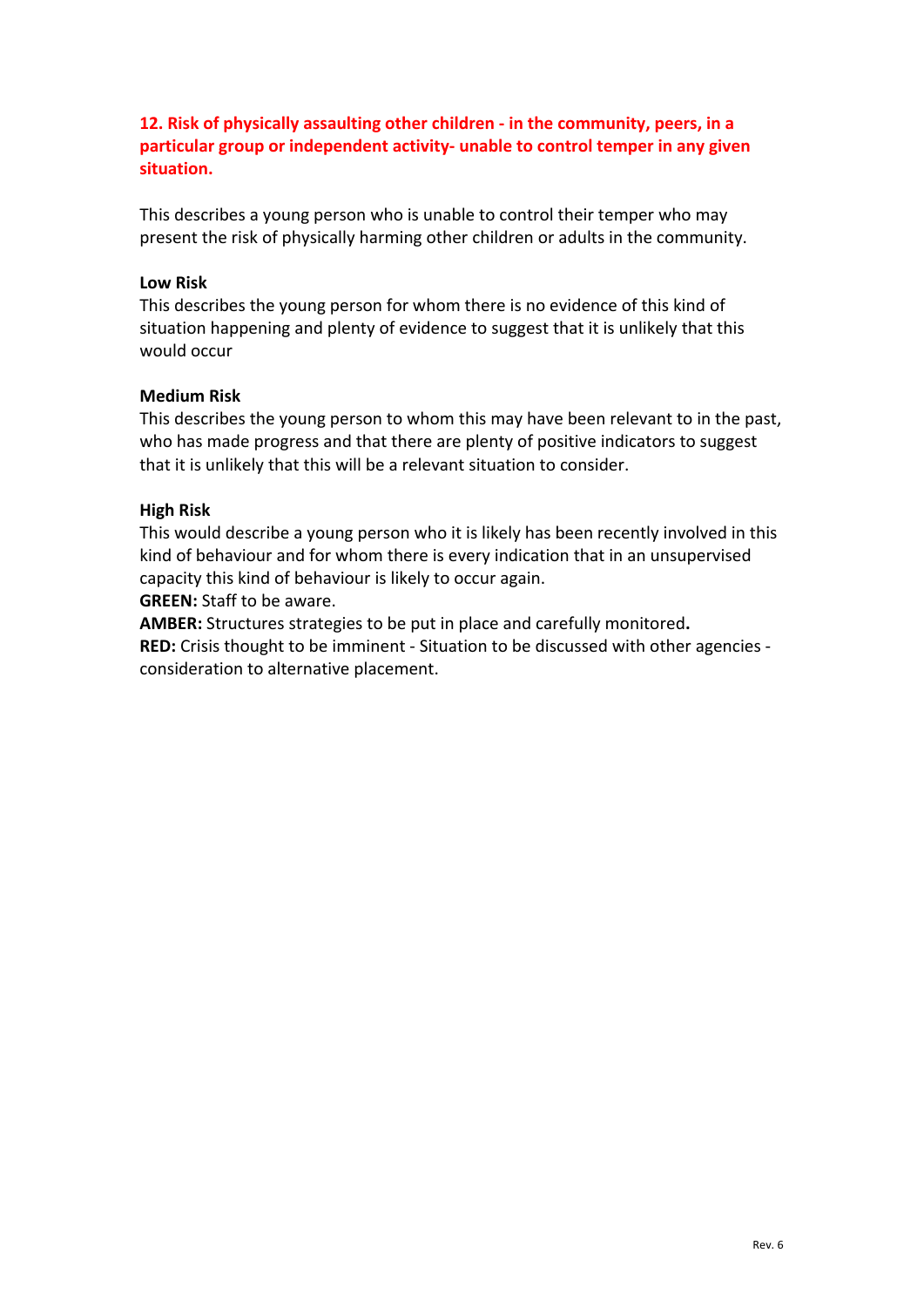## 12. Risk of physically assaulting other children - in the community, peers, in a particular group or independent activity- unable to control temper in any given situation.

This describes a young person who is unable to control their temper who may present the risk of physically harming other children or adults in the community.

**Low Risk**
This describes the young person for whom there is no evidence of this kind of situation happening and plenty of evidence to suggest that it is unlikely that this would occur

**Medium Risk**
This describes the young person to whom this may have been relevant to in the past, who has made progress and that there are plenty of positive indicators to suggest that it is unlikely that this will be a relevant situation to consider.

**High Risk**
This would describe a young person who it is likely has been recently involved in this kind of behaviour and for whom there is every indication that in an unsupervised capacity this kind of behaviour is likely to occur again.
**GREEN:** Staff to be aware.
**AMBER:** Structures strategies to be put in place and carefully monitored**.**
**RED:** Crisis thought to be imminent - Situation to be discussed with other agencies - consideration to alternative placement.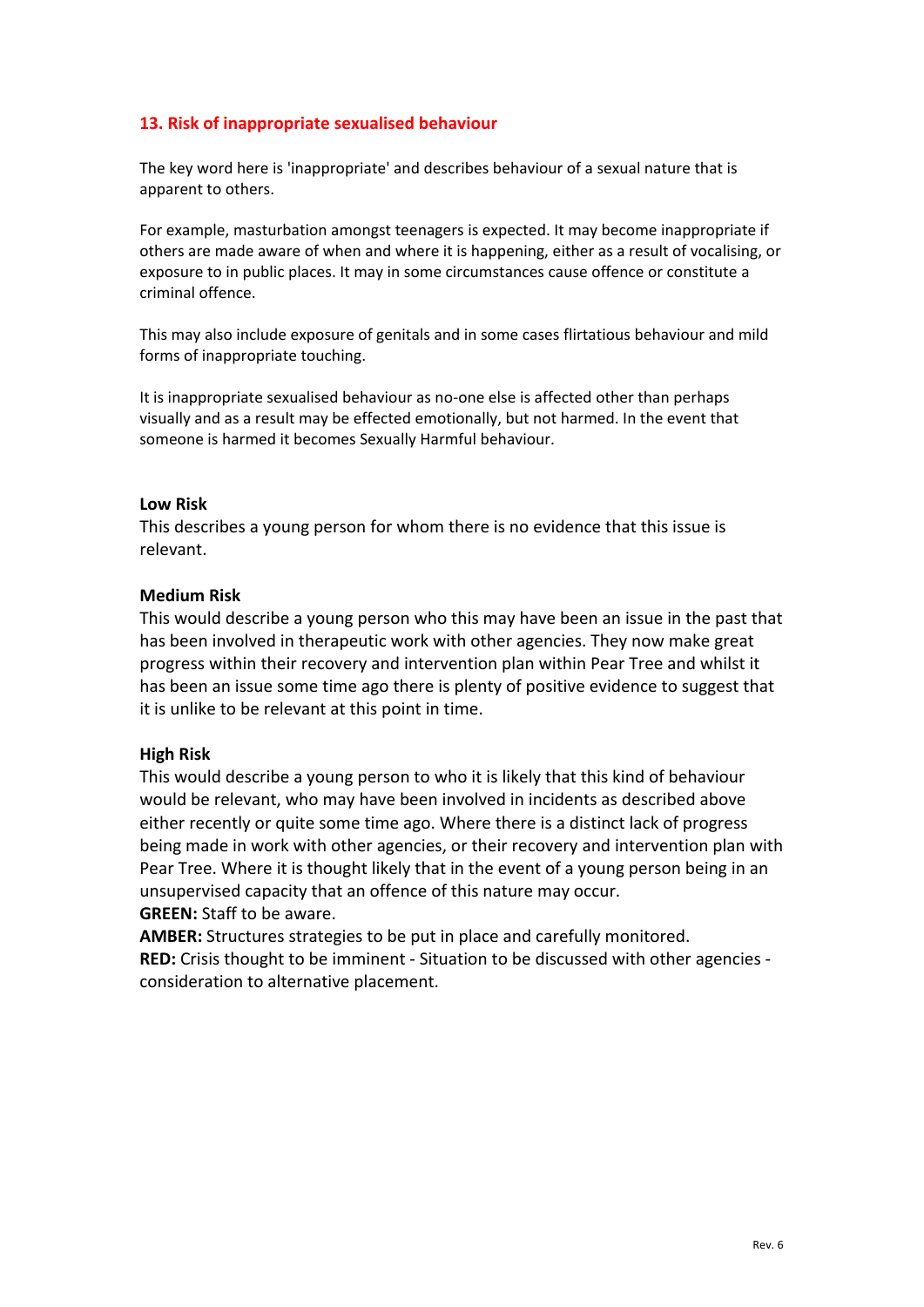## 13. Risk of inappropriate sexualised behaviour

The key word here is 'inappropriate' and describes behaviour of a sexual nature that is apparent to others.

For example, masturbation amongst teenagers is expected. It may become inappropriate if others are made aware of when and where it is happening, either as a result of vocalising, or exposure to in public places. It may in some circumstances cause offence or constitute a criminal offence.

This may also include exposure of genitals and in some cases flirtatious behaviour and mild forms of inappropriate touching.

It is inappropriate sexualised behaviour as no-one else is affected other than perhaps visually and as a result may be effected emotionally, but not harmed. In the event that someone is harmed it becomes Sexually Harmful behaviour.

**Low Risk**
This describes a young person for whom there is no evidence that this issue is relevant.

**Medium Risk**
This would describe a young person who this may have been an issue in the past that has been involved in therapeutic work with other agencies. They now make great progress within their recovery and intervention plan within Pear Tree and whilst it has been an issue some time ago there is plenty of positive evidence to suggest that it is unlike to be relevant at this point in time.

**High Risk**
This would describe a young person to who it is likely that this kind of behaviour would be relevant, who may have been involved in incidents as described above either recently or quite some time ago. Where there is a distinct lack of progress being made in work with other agencies, or their recovery and intervention plan with Pear Tree. Where it is thought likely that in the event of a young person being in an unsupervised capacity that an offence of this nature may occur.
**GREEN:** Staff to be aware.
**AMBER:** Structures strategies to be put in place and carefully monitored.
**RED:** Crisis thought to be imminent - Situation to be discussed with other agencies - consideration to alternative placement.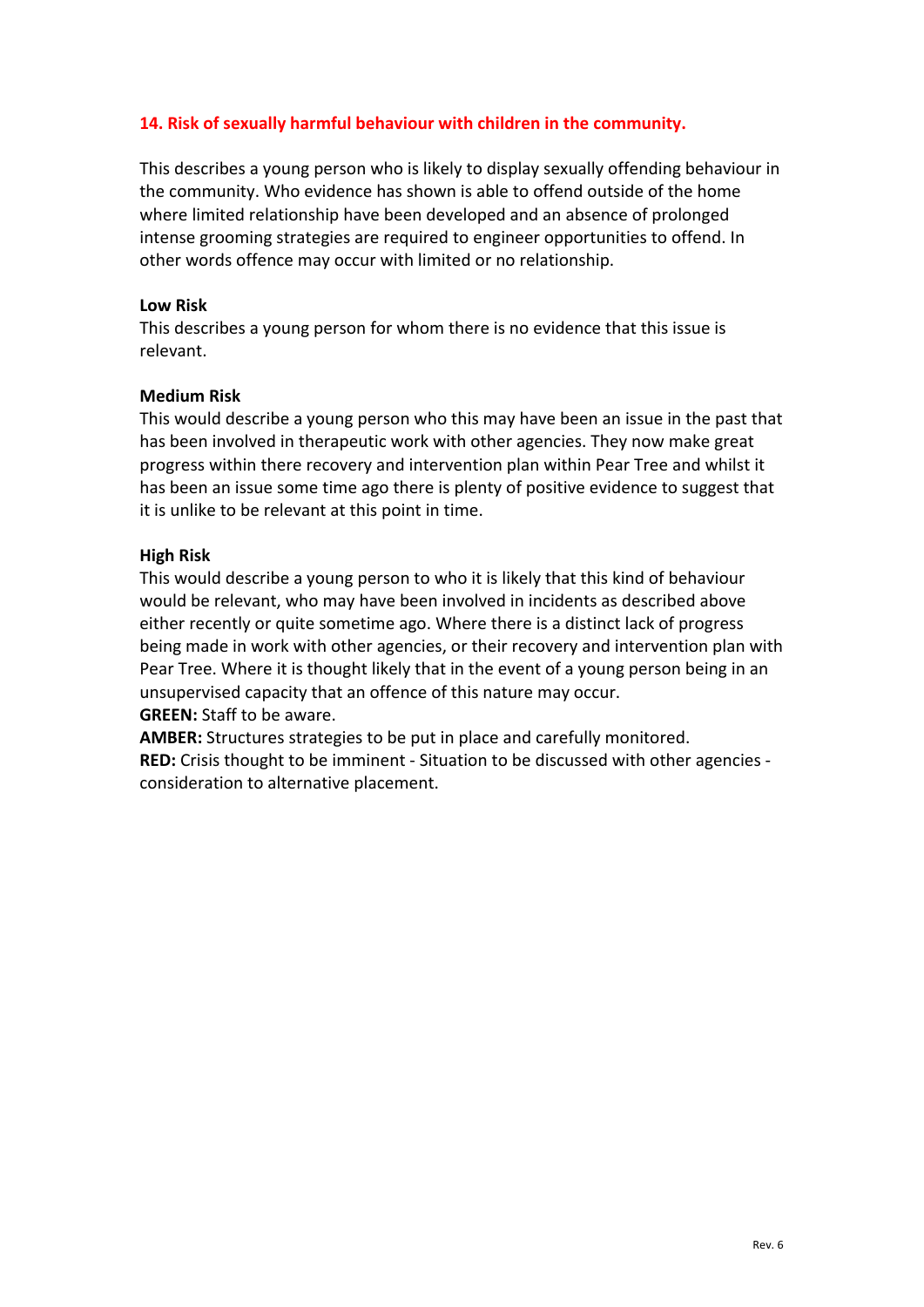## 14. Risk of sexually harmful behaviour with children in the community.

This describes a young person who is likely to display sexually offending behaviour in the community. Who evidence has shown is able to offend outside of the home where limited relationship have been developed and an absence of prolonged intense grooming strategies are required to engineer opportunities to offend. In other words offence may occur with limited or no relationship.

**Low Risk**
This describes a young person for whom there is no evidence that this issue is relevant.

**Medium Risk**
This would describe a young person who this may have been an issue in the past that has been involved in therapeutic work with other agencies. They now make great progress within there recovery and intervention plan within Pear Tree and whilst it has been an issue some time ago there is plenty of positive evidence to suggest that it is unlike to be relevant at this point in time.

**High Risk**
This would describe a young person to who it is likely that this kind of behaviour would be relevant, who may have been involved in incidents as described above either recently or quite sometime ago. Where there is a distinct lack of progress being made in work with other agencies, or their recovery and intervention plan with Pear Tree. Where it is thought likely that in the event of a young person being in an unsupervised capacity that an offence of this nature may occur.
**GREEN:** Staff to be aware.
**AMBER:** Structures strategies to be put in place and carefully monitored.
**RED:** Crisis thought to be imminent - Situation to be discussed with other agencies - consideration to alternative placement.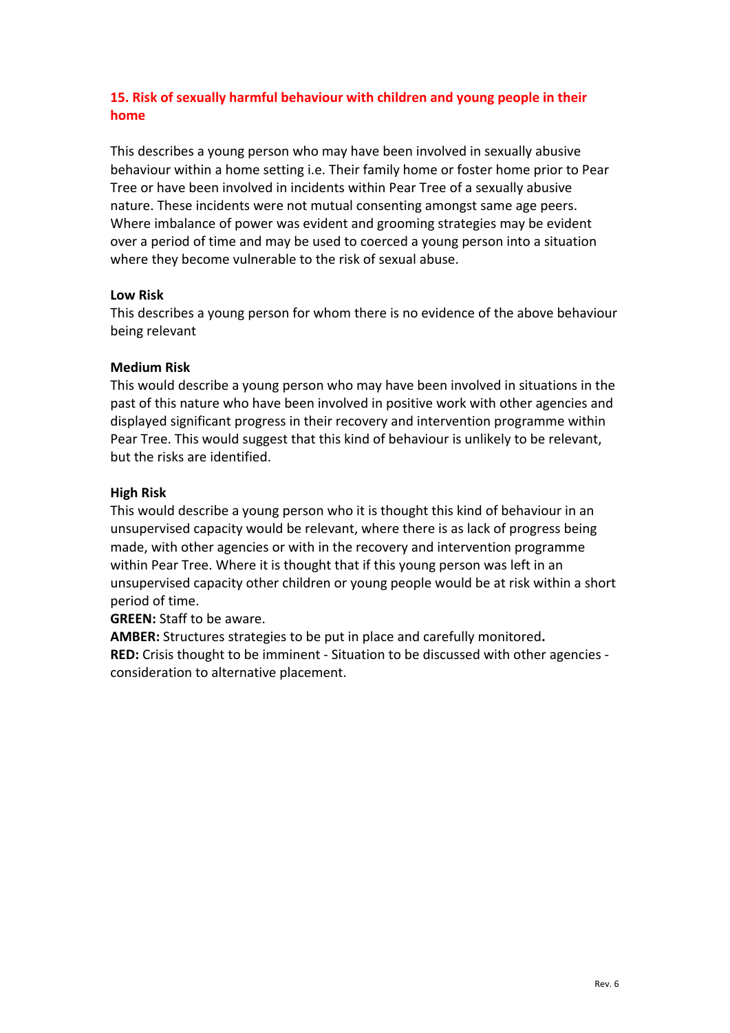## 15. Risk of sexually harmful behaviour with children and young people in their home

This describes a young person who may have been involved in sexually abusive behaviour within a home setting i.e. Their family home or foster home prior to Pear Tree or have been involved in incidents within Pear Tree of a sexually abusive nature. These incidents were not mutual consenting amongst same age peers. Where imbalance of power was evident and grooming strategies may be evident over a period of time and may be used to coerced a young person into a situation where they become vulnerable to the risk of sexual abuse.

**Low Risk**
This describes a young person for whom there is no evidence of the above behaviour being relevant

**Medium Risk**
This would describe a young person who may have been involved in situations in the past of this nature who have been involved in positive work with other agencies and displayed significant progress in their recovery and intervention programme within Pear Tree. This would suggest that this kind of behaviour is unlikely to be relevant, but the risks are identified.

**High Risk**
This would describe a young person who it is thought this kind of behaviour in an unsupervised capacity would be relevant, where there is as lack of progress being made, with other agencies or with in the recovery and intervention programme within Pear Tree. Where it is thought that if this young person was left in an unsupervised capacity other children or young people would be at risk within a short period of time.

**GREEN:** Staff to be aware.
**AMBER:** Structures strategies to be put in place and carefully monitored**.**
**RED:** Crisis thought to be imminent - Situation to be discussed with other agencies - consideration to alternative placement.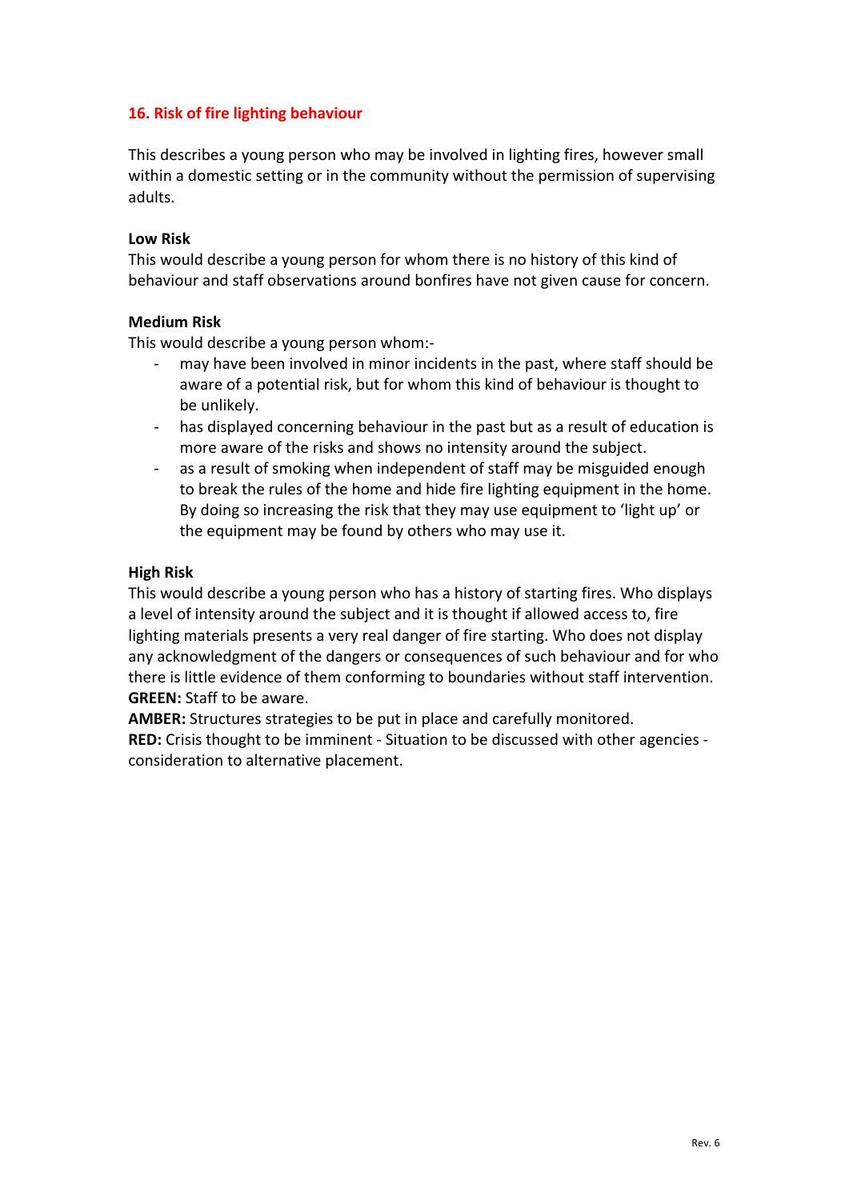## 16. Risk of fire lighting behaviour

This describes a young person who may be involved in lighting fires, however small within a domestic setting or in the community without the permission of supervising adults.

**Low Risk**
This would describe a young person for whom there is no history of this kind of behaviour and staff observations around bonfires have not given cause for concern.

**Medium Risk**
This would describe a young person whom:-

- may have been involved in minor incidents in the past, where staff should be aware of a potential risk, but for whom this kind of behaviour is thought to be unlikely.
- has displayed concerning behaviour in the past but as a result of education is more aware of the risks and shows no intensity around the subject.
- as a result of smoking when independent of staff may be misguided enough to break the rules of the home and hide fire lighting equipment in the home. By doing so increasing the risk that they may use equipment to 'light up' or the equipment may be found by others who may use it.

**High Risk**
This would describe a young person who has a history of starting fires. Who displays a level of intensity around the subject and it is thought if allowed access to, fire lighting materials presents a very real danger of fire starting. Who does not display any acknowledgment of the dangers or consequences of such behaviour and for who there is little evidence of them conforming to boundaries without staff intervention.
**GREEN:** Staff to be aware.
**AMBER:** Structures strategies to be put in place and carefully monitored.
**RED:** Crisis thought to be imminent - Situation to be discussed with other agencies - consideration to alternative placement.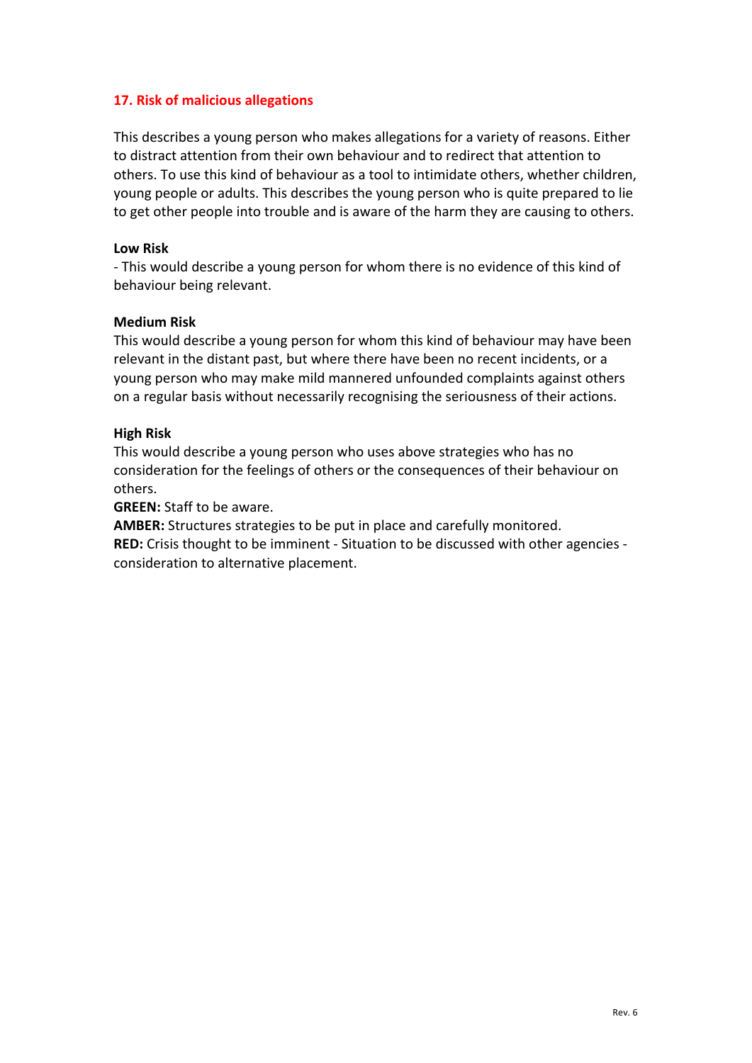## 17. Risk of malicious allegations

This describes a young person who makes allegations for a variety of reasons. Either to distract attention from their own behaviour and to redirect that attention to others. To use this kind of behaviour as a tool to intimidate others, whether children, young people or adults. This describes the young person who is quite prepared to lie to get other people into trouble and is aware of the harm they are causing to others.

**Low Risk**
- This would describe a young person for whom there is no evidence of this kind of behaviour being relevant.

**Medium Risk**
This would describe a young person for whom this kind of behaviour may have been relevant in the distant past, but where there have been no recent incidents, or a young person who may make mild mannered unfounded complaints against others on a regular basis without necessarily recognising the seriousness of their actions.

**High Risk**
This would describe a young person who uses above strategies who has no consideration for the feelings of others or the consequences of their behaviour on others.

**GREEN:** Staff to be aware.
**AMBER:** Structures strategies to be put in place and carefully monitored.
**RED:** Crisis thought to be imminent - Situation to be discussed with other agencies - consideration to alternative placement.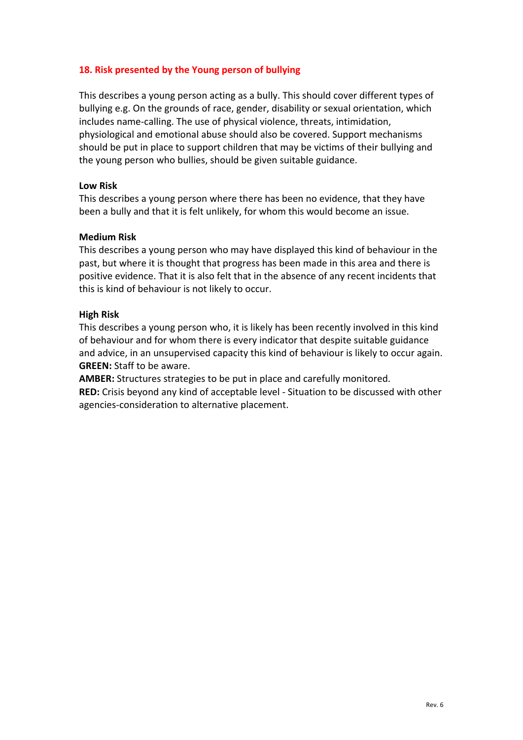## 18. Risk presented by the Young person of bullying

This describes a young person acting as a bully. This should cover different types of bullying e.g. On the grounds of race, gender, disability or sexual orientation, which includes name-calling. The use of physical violence, threats, intimidation, physiological and emotional abuse should also be covered. Support mechanisms should be put in place to support children that may be victims of their bullying and the young person who bullies, should be given suitable guidance.

**Low Risk**
This describes a young person where there has been no evidence, that they have been a bully and that it is felt unlikely, for whom this would become an issue.

**Medium Risk**
This describes a young person who may have displayed this kind of behaviour in the past, but where it is thought that progress has been made in this area and there is positive evidence. That it is also felt that in the absence of any recent incidents that this is kind of behaviour is not likely to occur.

**High Risk**
This describes a young person who, it is likely has been recently involved in this kind of behaviour and for whom there is every indicator that despite suitable guidance and advice, in an unsupervised capacity this kind of behaviour is likely to occur again.
**GREEN:** Staff to be aware.
**AMBER:** Structures strategies to be put in place and carefully monitored.
**RED:** Crisis beyond any kind of acceptable level - Situation to be discussed with other agencies-consideration to alternative placement.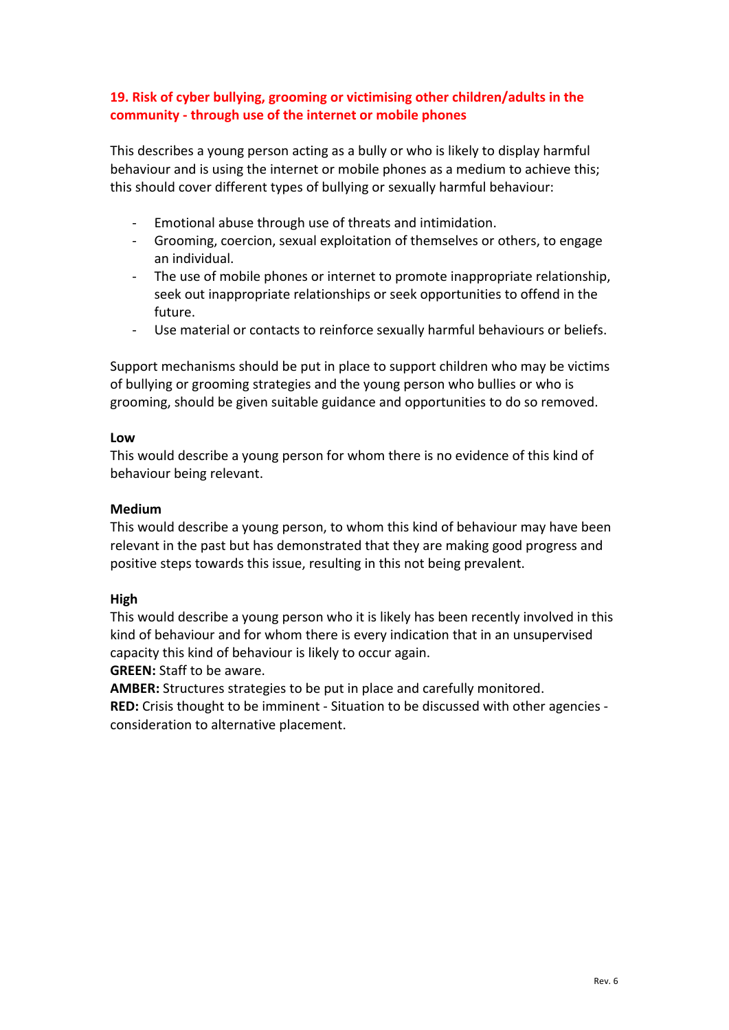## 19. Risk of cyber bullying, grooming or victimising other children/adults in the community - through use of the internet or mobile phones

This describes a young person acting as a bully or who is likely to display harmful behaviour and is using the internet or mobile phones as a medium to achieve this; this should cover different types of bullying or sexually harmful behaviour:

- Emotional abuse through use of threats and intimidation.
- Grooming, coercion, sexual exploitation of themselves or others, to engage an individual.
- The use of mobile phones or internet to promote inappropriate relationship, seek out inappropriate relationships or seek opportunities to offend in the future.
- Use material or contacts to reinforce sexually harmful behaviours or beliefs.

Support mechanisms should be put in place to support children who may be victims of bullying or grooming strategies and the young person who bullies or who is grooming, should be given suitable guidance and opportunities to do so removed.

**Low**
This would describe a young person for whom there is no evidence of this kind of behaviour being relevant.

**Medium**
This would describe a young person, to whom this kind of behaviour may have been relevant in the past but has demonstrated that they are making good progress and positive steps towards this issue, resulting in this not being prevalent.

**High**
This would describe a young person who it is likely has been recently involved in this kind of behaviour and for whom there is every indication that in an unsupervised capacity this kind of behaviour is likely to occur again.

**GREEN:** Staff to be aware.
**AMBER:** Structures strategies to be put in place and carefully monitored.
**RED:** Crisis thought to be imminent - Situation to be discussed with other agencies - consideration to alternative placement.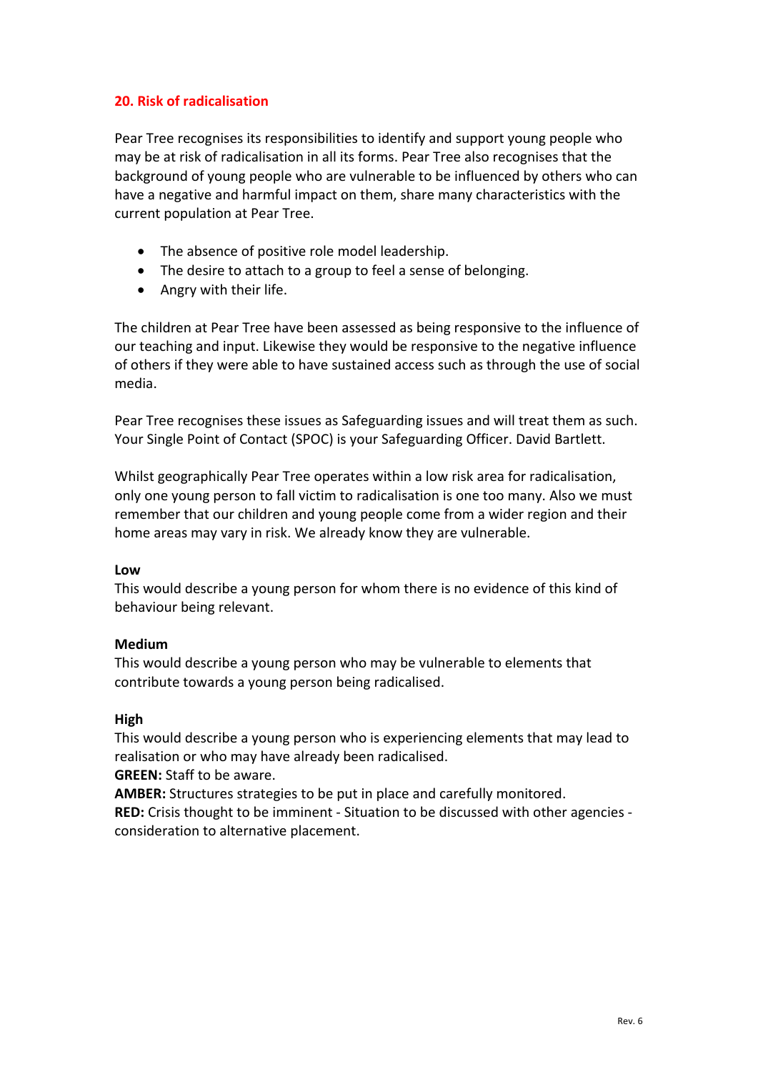## 20. Risk of radicalisation

Pear Tree recognises its responsibilities to identify and support young people who may be at risk of radicalisation in all its forms. Pear Tree also recognises that the background of young people who are vulnerable to be influenced by others who can have a negative and harmful impact on them, share many characteristics with the current population at Pear Tree.

- The absence of positive role model leadership.
- The desire to attach to a group to feel a sense of belonging.
- Angry with their life.

The children at Pear Tree have been assessed as being responsive to the influence of our teaching and input. Likewise they would be responsive to the negative influence of others if they were able to have sustained access such as through the use of social media.

Pear Tree recognises these issues as Safeguarding issues and will treat them as such. Your Single Point of Contact (SPOC) is your Safeguarding Officer. David Bartlett.

Whilst geographically Pear Tree operates within a low risk area for radicalisation, only one young person to fall victim to radicalisation is one too many. Also we must remember that our children and young people come from a wider region and their home areas may vary in risk. We already know they are vulnerable.

**Low**
This would describe a young person for whom there is no evidence of this kind of behaviour being relevant.

**Medium**
This would describe a young person who may be vulnerable to elements that contribute towards a young person being radicalised.

**High**
This would describe a young person who is experiencing elements that may lead to realisation or who may have already been radicalised.
**GREEN:** Staff to be aware.
**AMBER:** Structures strategies to be put in place and carefully monitored.
**RED:** Crisis thought to be imminent - Situation to be discussed with other agencies - consideration to alternative placement.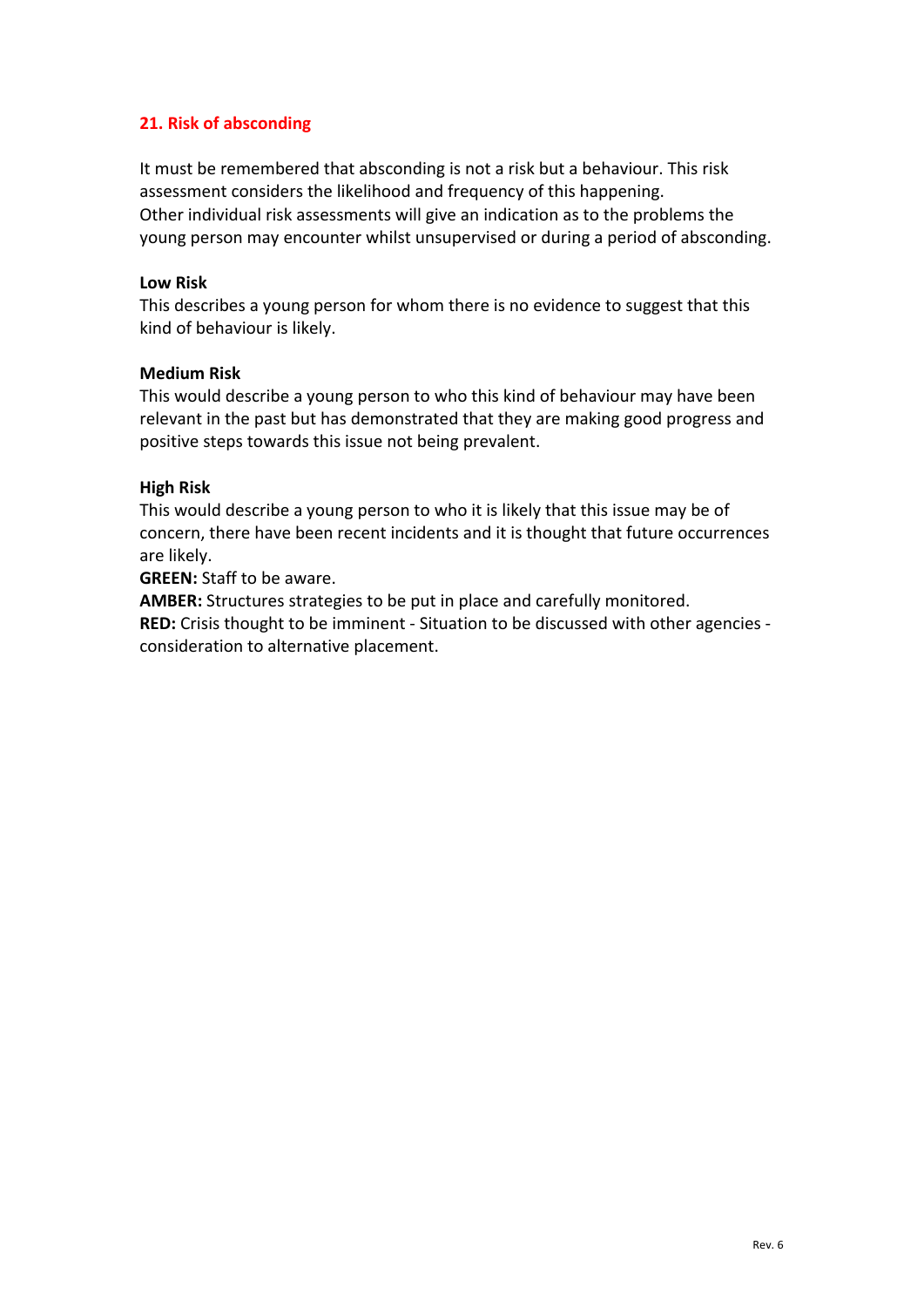## 21. Risk of absconding

It must be remembered that absconding is not a risk but a behaviour. This risk assessment considers the likelihood and frequency of this happening.
Other individual risk assessments will give an indication as to the problems the young person may encounter whilst unsupervised or during a period of absconding.

**Low Risk**
This describes a young person for whom there is no evidence to suggest that this kind of behaviour is likely.

**Medium Risk**
This would describe a young person to who this kind of behaviour may have been relevant in the past but has demonstrated that they are making good progress and positive steps towards this issue not being prevalent.

**High Risk**
This would describe a young person to who it is likely that this issue may be of concern, there have been recent incidents and it is thought that future occurrences are likely.
**GREEN:** Staff to be aware.
**AMBER:** Structures strategies to be put in place and carefully monitored.
**RED:** Crisis thought to be imminent - Situation to be discussed with other agencies - consideration to alternative placement.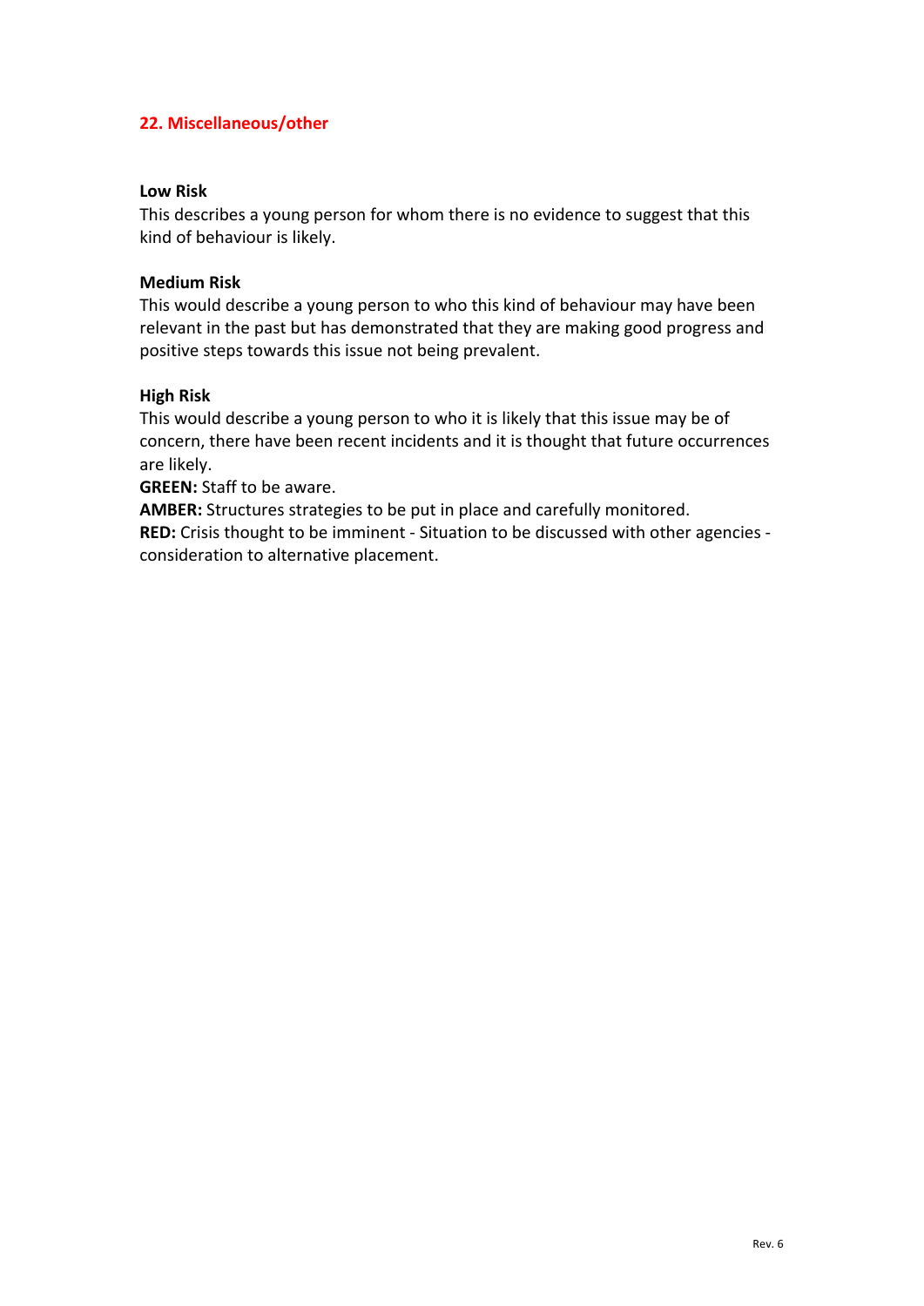## 22. Miscellaneous/other

**Low Risk**
This describes a young person for whom there is no evidence to suggest that this kind of behaviour is likely.

**Medium Risk**
This would describe a young person to who this kind of behaviour may have been relevant in the past but has demonstrated that they are making good progress and positive steps towards this issue not being prevalent.

**High Risk**
This would describe a young person to who it is likely that this issue may be of concern, there have been recent incidents and it is thought that future occurrences are likely.

**GREEN:** Staff to be aware.
**AMBER:** Structures strategies to be put in place and carefully monitored.
**RED:** Crisis thought to be imminent - Situation to be discussed with other agencies - consideration to alternative placement.